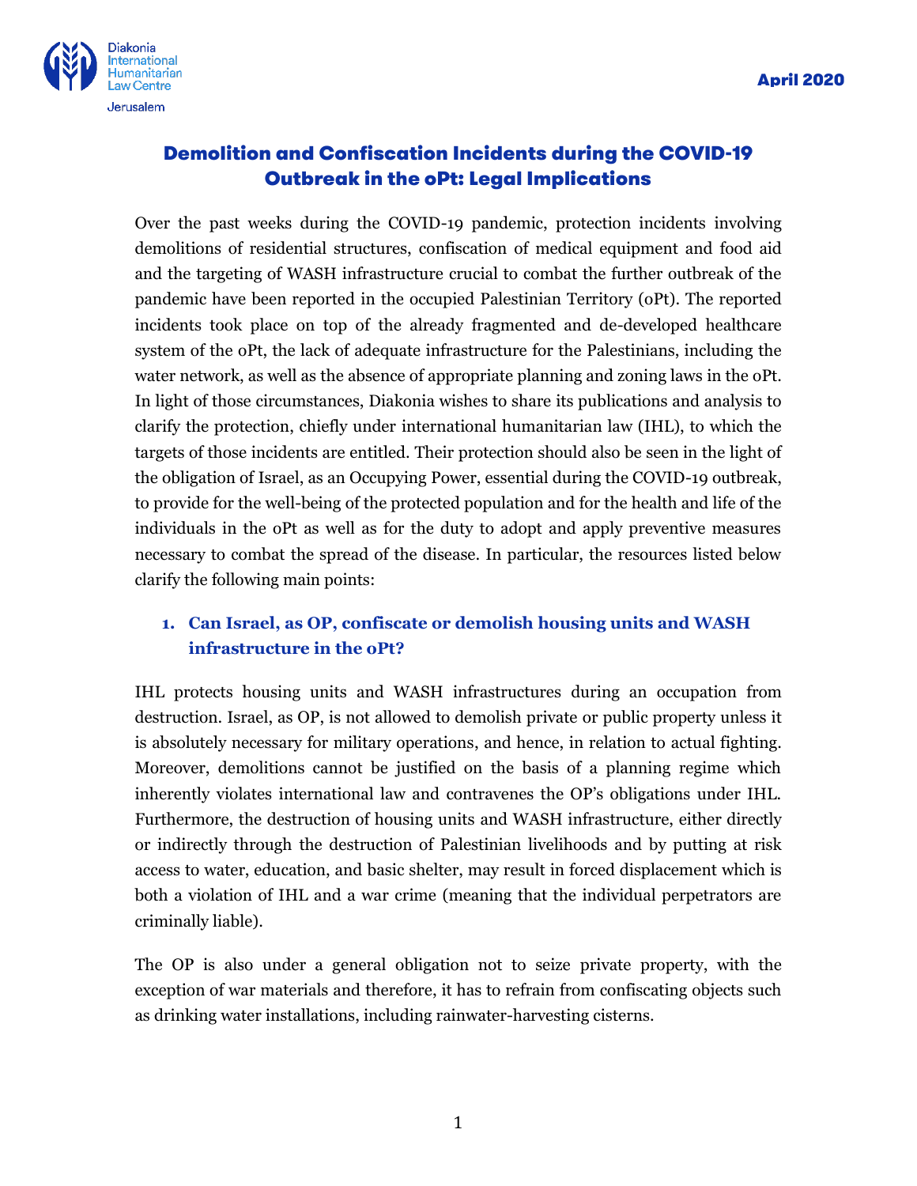Diakonia International Humanitarian Law Centre Jerusalem

April 2020

# Demolition and Confiscation Incidents during the COVID-19 Outbreak in the oPt: Legal Implications

Over the past weeks during the COVID-19 pandemic, protection incidents involving demolitions of residential structures, confiscation of medical equipment and food aid and the targeting of WASH infrastructure crucial to combat the further outbreak of the pandemic have been reported in the occupied Palestinian Territory (oPt). The reported incidents took place on top of the already fragmented and de-developed healthcare system of the oPt, the lack of adequate infrastructure for the Palestinians, including the water network, as well as the absence of appropriate planning and zoning laws in the oPt. In light of those circumstances, Diakonia wishes to share its publications and analysis to clarify the protection, chiefly under international humanitarian law (IHL), to which the targets of those incidents are entitled. Their protection should also be seen in the light of the obligation of Israel, as an Occupying Power, essential during the COVID-19 outbreak, to provide for the well-being of the protected population and for the health and life of the individuals in the oPt as well as for the duty to adopt and apply preventive measures necessary to combat the spread of the disease. In particular, the resources listed below clarify the following main points:

## 1. Can Israel, as OP, confiscate or demolish housing units and WASH infrastructure in the oPt?

IHL protects housing units and WASH infrastructures during an occupation from destruction. Israel, as OP, is not allowed to demolish private or public property unless it is absolutely necessary for military operations, and hence, in relation to actual fighting. Moreover, demolitions cannot be justified on the basis of a planning regime which inherently violates international law and contravenes the OP's obligations under IHL. Furthermore, the destruction of housing units and WASH infrastructure, either directly or indirectly through the destruction of Palestinian livelihoods and by putting at risk access to water, education, and basic shelter, may result in forced displacement which is both a violation of IHL and a war crime (meaning that the individual perpetrators are criminally liable).

The OP is also under a general obligation not to seize private property, with the exception of war materials and therefore, it has to refrain from confiscating objects such as drinking water installations, including rainwater-harvesting cisterns.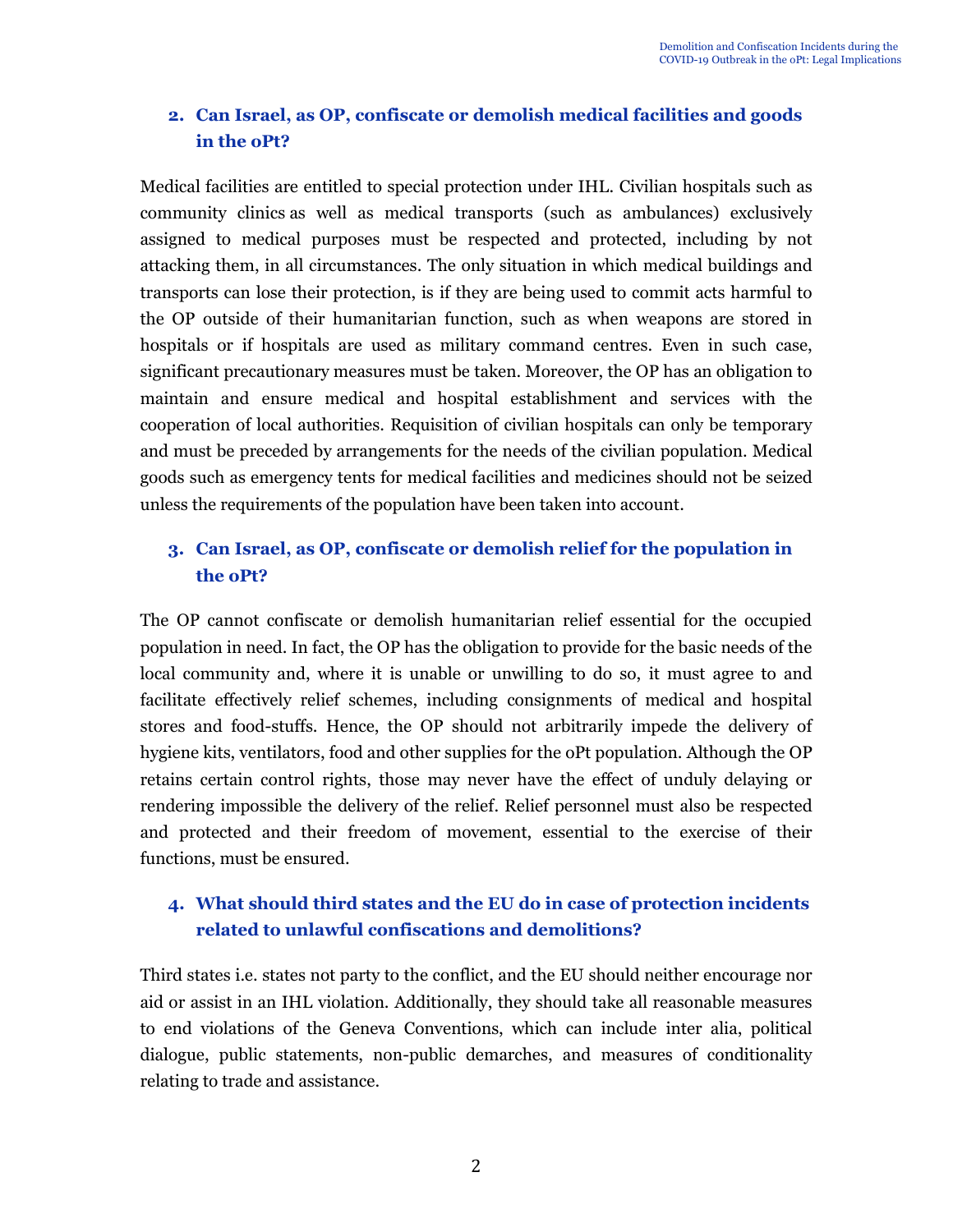## 2. Can Israel, as OP, confiscate or demolish medical facilities and goods in the oPt?

Medical facilities are entitled to special protection under IHL. Civilian hospitals such as community clinics as well as medical transports (such as ambulances) exclusively assigned to medical purposes must be respected and protected, including by not attacking them, in all circumstances. The only situation in which medical buildings and transports can lose their protection, is if they are being used to commit acts harmful to the OP outside of their humanitarian function, such as when weapons are stored in hospitals or if hospitals are used as military command centres. Even in such case, significant precautionary measures must be taken. Moreover, the OP has an obligation to maintain and ensure medical and hospital establishment and services with the cooperation of local authorities. Requisition of civilian hospitals can only be temporary and must be preceded by arrangements for the needs of the civilian population. Medical goods such as emergency tents for medical facilities and medicines should not be seized unless the requirements of the population have been taken into account.

## 3. Can Israel, as OP, confiscate or demolish relief for the population in the oPt?

The OP cannot confiscate or demolish humanitarian relief essential for the occupied population in need. In fact, the OP has the obligation to provide for the basic needs of the local community and, where it is unable or unwilling to do so, it must agree to and facilitate effectively relief schemes, including consignments of medical and hospital stores and food-stuffs. Hence, the OP should not arbitrarily impede the delivery of hygiene kits, ventilators, food and other supplies for the oPt population. Although the OP retains certain control rights, those may never have the effect of unduly delaying or rendering impossible the delivery of the relief. Relief personnel must also be respected and protected and their freedom of movement, essential to the exercise of their functions, must be ensured.

## 4. What should third states and the EU do in case of protection incidents related to unlawful confiscations and demolitions?

Third states i.e. states not party to the conflict, and the EU should neither encourage nor aid or assist in an IHL violation. Additionally, they should take all reasonable measures to end violations of the Geneva Conventions, which can include inter alia, political dialogue, public statements, non-public demarches, and measures of conditionality relating to trade and assistance.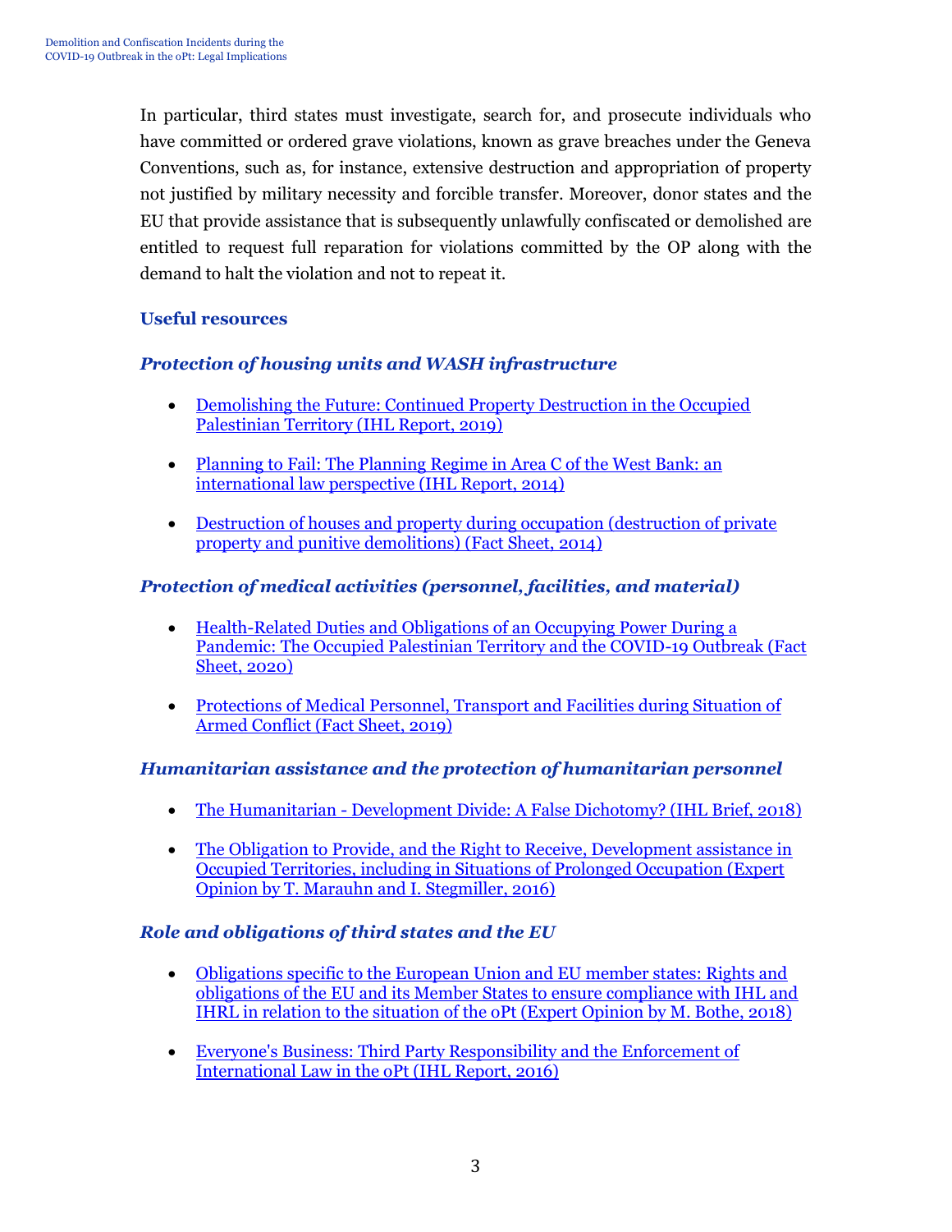In particular, third states must investigate, search for, and prosecute individuals who have committed or ordered grave violations, known as grave breaches under the Geneva Conventions, such as, for instance, extensive destruction and appropriation of property not justified by military necessity and forcible transfer. Moreover, donor states and the EU that provide assistance that is subsequently unlawfully confiscated or demolished are entitled to request full reparation for violations committed by the OP along with the demand to halt the violation and not to repeat it.

### Useful resources

#### *Protection of housing units and WASH infrastructure*

- Demolishing the Future: Continued Property Destruction in the Occupied Palestinian Territory (IHL Report, 2019)
- Planning to Fail: The Planning Regime in Area C of the West Bank: an international law perspective (IHL Report, 2014)
- Destruction of houses and property during occupation (destruction of private property and punitive demolitions) (Fact Sheet, 2014)

#### *Protection of medical activities (personnel, facilities, and material)*

- Health-Related Duties and Obligations of an Occupying Power During a Pandemic: The Occupied Palestinian Territory and the COVID-19 Outbreak (Fact Sheet, 2020)
- Protections of Medical Personnel, Transport and Facilities during Situation of Armed Conflict (Fact Sheet, 2019)

#### *Humanitarian assistance and the protection of humanitarian personnel*

- The Humanitarian - Development Divide: A False Dichotomy? (IHL Brief, 2018)
- The Obligation to Provide, and the Right to Receive, Development assistance in Occupied Territories, including in Situations of Prolonged Occupation (Expert Opinion by T. Marauhn and I. Stegmiller, 2016)

#### *Role and obligations of third states and the EU*

- Obligations specific to the European Union and EU member states: Rights and obligations of the EU and its Member States to ensure compliance with IHL and IHRL in relation to the situation of the oPt (Expert Opinion by M. Bothe, 2018)
- Everyone's Business: Third Party Responsibility and the Enforcement of International Law in the oPt (IHL Report, 2016)